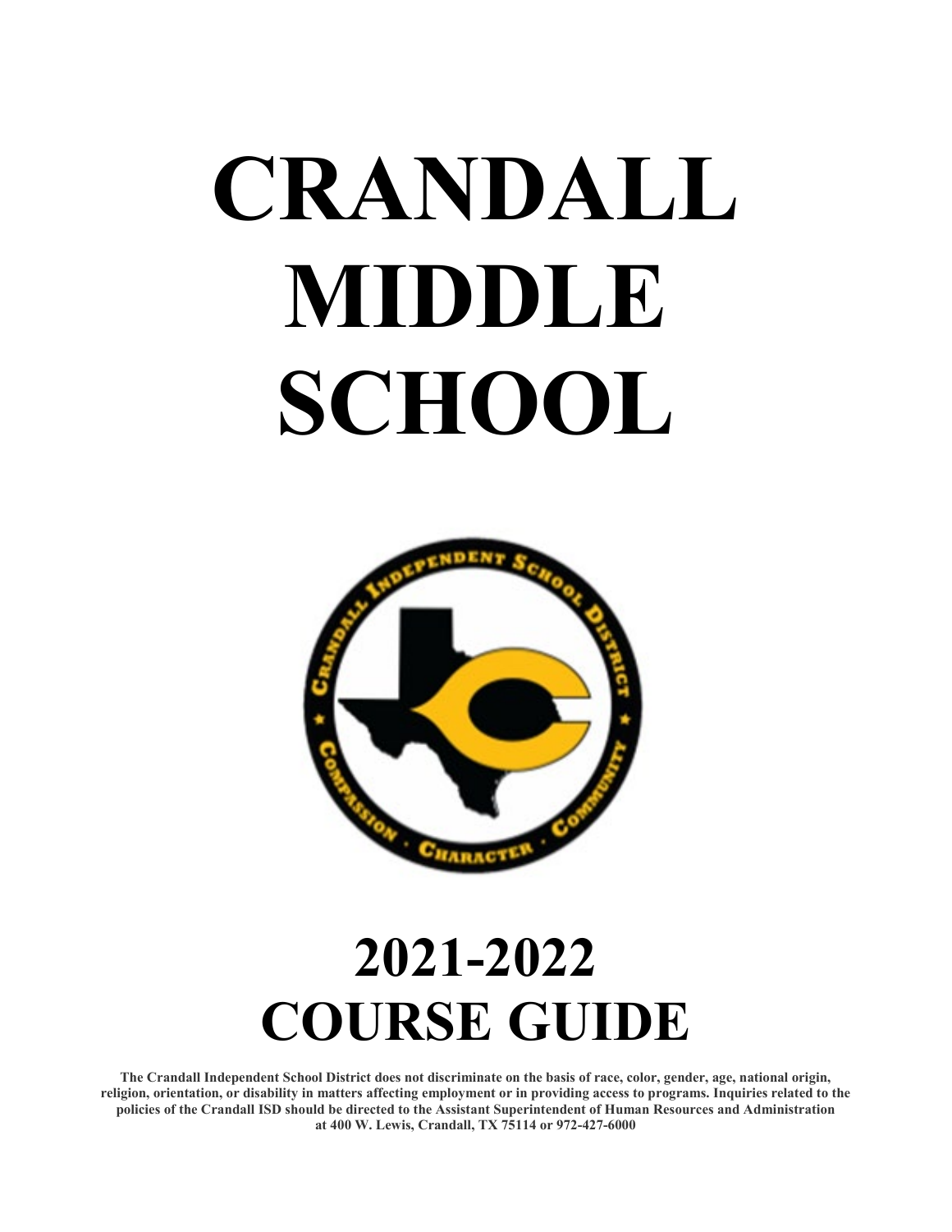# CRANDALL MIDDLE SCHOOL

# 2021-2022 COURSE GUIDE

**The Crandall Independent School District does not discriminate on the basis of race, color, gender, age, national origin, religion, orientation, or disability in matters affecting employment or in providing access to programs. Inquiries related to the policies of the Crandall ISD should be directed to the Assistant Superintendent of Human Resources and Administration at 400 W. Lewis, Crandall, TX 75114 or 972-427-6000**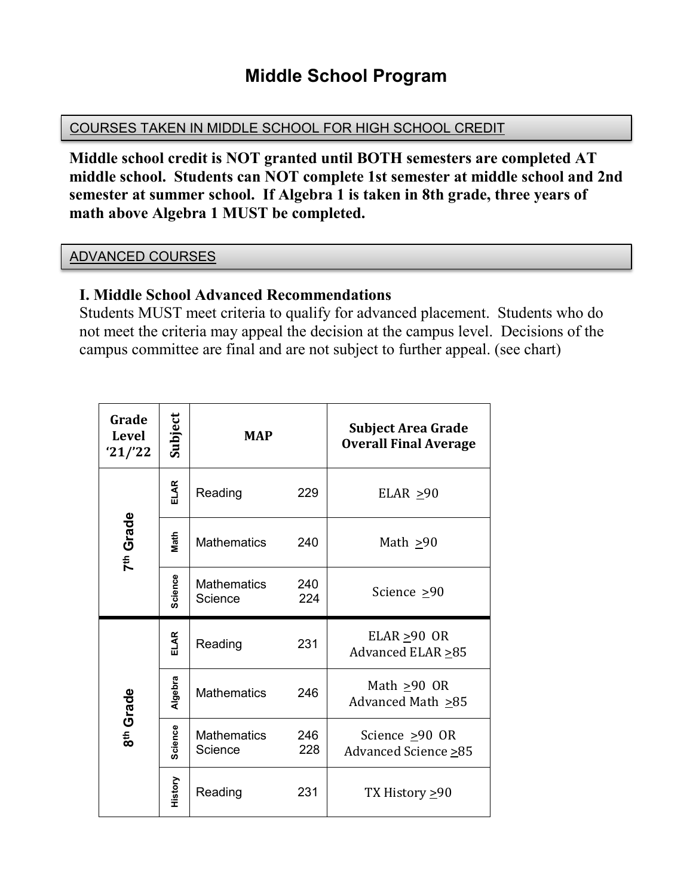# Middle School Program

## COURSES TAKEN IN MIDDLE SCHOOL FOR HIGH SCHOOL CREDIT

**Middle school credit is NOT granted until BOTH semesters are completed AT middle school. Students can NOT complete 1st semester at middle school and 2nd semester at summer school. If Algebra 1 is taken in 8th grade, three years of math above Algebra 1 MUST be completed.**

## ADVANCED COURSES

### I. Middle School Advanced Recommendations

Students MUST meet criteria to qualify for advanced placement. Students who do not meet the criteria may appeal the decision at the campus level. Decisions of the campus committee are final and are not subject to further appeal. (see chart)

| Grade Level '21/'22 | Subject | MAP | Subject Area Grade Overall Final Average |
|---|---|---|---|
| 7th Grade | ELAR | Reading 229 | ELAR ≥90 |
| | Math | Mathematics 240 | Math ≥90 |
| | Science | Mathematics 240<br>Science 224 | Science ≥90 |
| 8th Grade | ELAR | Reading 231 | ELAR ≥90 OR<br>Advanced ELAR ≥85 |
| | Algebra | Mathematics 246 | Math ≥90 OR<br>Advanced Math ≥85 |
| | Science | Mathematics 246<br>Science 228 | Science ≥90 OR<br>Advanced Science ≥85 |
| | History | Reading 231 | TX History ≥90 |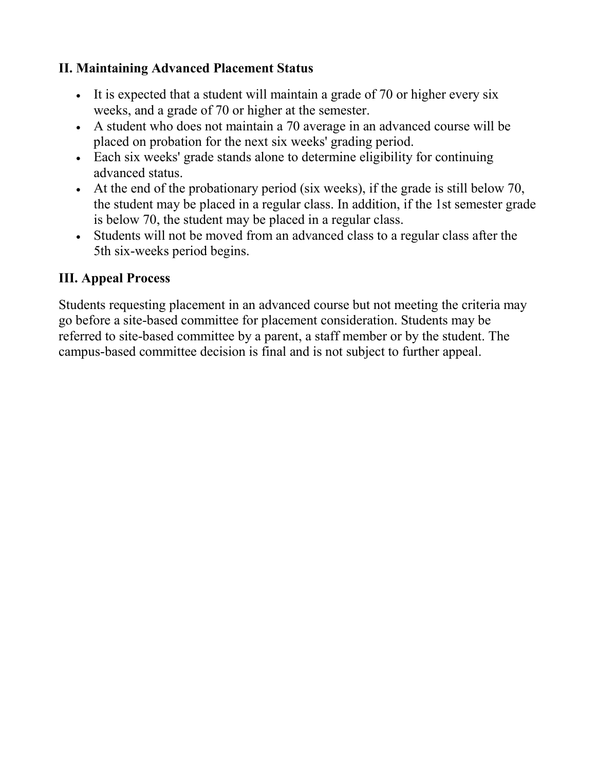## II. Maintaining Advanced Placement Status

- It is expected that a student will maintain a grade of 70 or higher every six weeks, and a grade of 70 or higher at the semester.
- A student who does not maintain a 70 average in an advanced course will be placed on probation for the next six weeks' grading period.
- Each six weeks' grade stands alone to determine eligibility for continuing advanced status.
- At the end of the probationary period (six weeks), if the grade is still below 70, the student may be placed in a regular class. In addition, if the 1st semester grade is below 70, the student may be placed in a regular class.
- Students will not be moved from an advanced class to a regular class after the 5th six-weeks period begins.

## III. Appeal Process

Students requesting placement in an advanced course but not meeting the criteria may go before a site-based committee for placement consideration. Students may be referred to site-based committee by a parent, a staff member or by the student. The campus-based committee decision is final and is not subject to further appeal.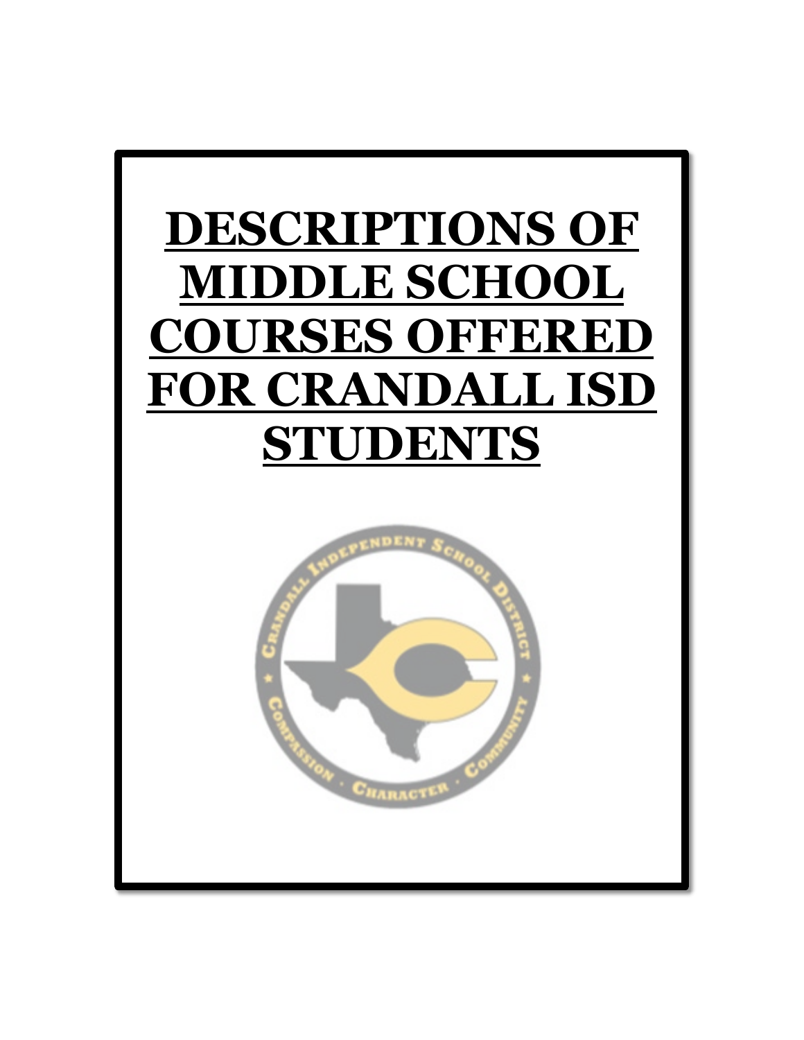# DESCRIPTIONS OF MIDDLE SCHOOL COURSES OFFERED FOR CRANDALL ISD STUDENTS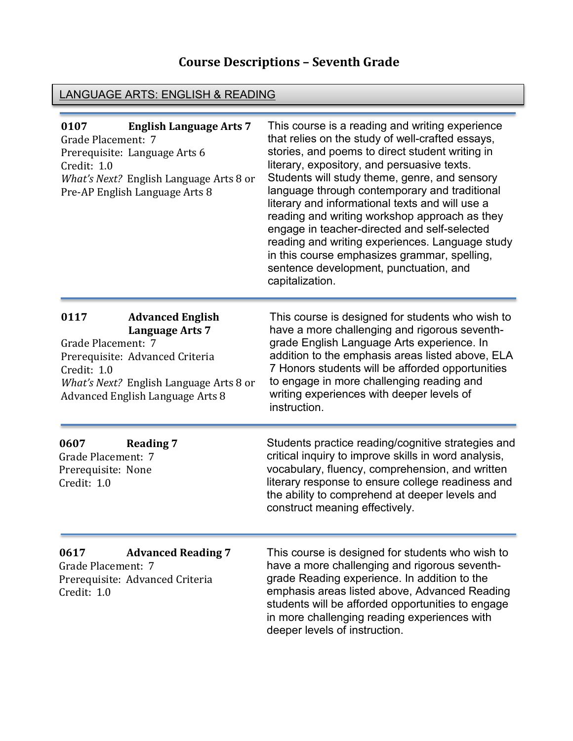# Course Descriptions – Seventh Grade

## LANGUAGE ARTS: ENGLISH & READING

**0107 English Language Arts 7**
Grade Placement: 7
Prerequisite: Language Arts 6
Credit: 1.0
*What's Next?* English Language Arts 8 or Pre-AP English Language Arts 8

This course is a reading and writing experience that relies on the study of well-crafted essays, stories, and poems to direct student writing in literary, expository, and persuasive texts. Students will study theme, genre, and sensory language through contemporary and traditional literary and informational texts and will use a reading and writing workshop approach as they engage in teacher-directed and self-selected reading and writing experiences. Language study in this course emphasizes grammar, spelling, sentence development, punctuation, and capitalization.

---

**0117 Advanced English Language Arts 7**
Grade Placement: 7
Prerequisite: Advanced Criteria
Credit: 1.0
*What's Next?* English Language Arts 8 or Advanced English Language Arts 8

This course is designed for students who wish to have a more challenging and rigorous seventh-grade English Language Arts experience. In addition to the emphasis areas listed above, ELA 7 Honors students will be afforded opportunities to engage in more challenging reading and writing experiences with deeper levels of instruction.

---

**0607 Reading 7**
Grade Placement: 7
Prerequisite: None
Credit: 1.0

Students practice reading/cognitive strategies and critical inquiry to improve skills in word analysis, vocabulary, fluency, comprehension, and written literary response to ensure college readiness and the ability to comprehend at deeper levels and construct meaning effectively.

---

**0617 Advanced Reading 7**
Grade Placement: 7
Prerequisite: Advanced Criteria
Credit: 1.0

This course is designed for students who wish to have a more challenging and rigorous seventh-grade Reading experience. In addition to the emphasis areas listed above, Advanced Reading students will be afforded opportunities to engage in more challenging reading experiences with deeper levels of instruction.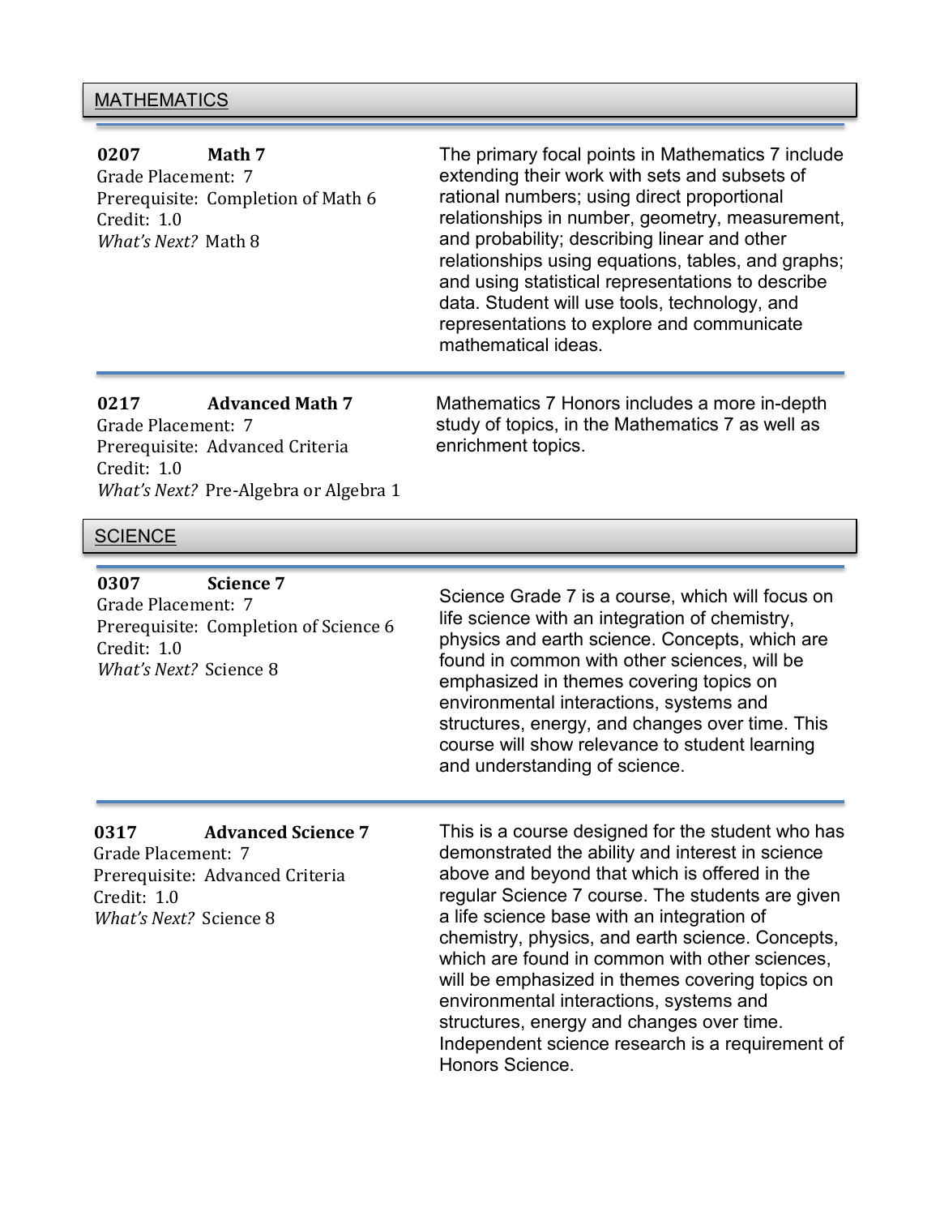## MATHEMATICS

**0207 Math 7**
Grade Placement: 7
Prerequisite: Completion of Math 6
Credit: 1.0
*What's Next?* Math 8

The primary focal points in Mathematics 7 include extending their work with sets and subsets of rational numbers; using direct proportional relationships in number, geometry, measurement, and probability; describing linear and other relationships using equations, tables, and graphs; and using statistical representations to describe data. Student will use tools, technology, and representations to explore and communicate mathematical ideas.

---

**0217 Advanced Math 7**
Grade Placement: 7
Prerequisite: Advanced Criteria
Credit: 1.0
*What's Next?* Pre-Algebra or Algebra 1

Mathematics 7 Honors includes a more in-depth study of topics, in the Mathematics 7 as well as enrichment topics.

## SCIENCE

**0307 Science 7**
Grade Placement: 7
Prerequisite: Completion of Science 6
Credit: 1.0
*What's Next?* Science 8

Science Grade 7 is a course, which will focus on life science with an integration of chemistry, physics and earth science. Concepts, which are found in common with other sciences, will be emphasized in themes covering topics on environmental interactions, systems and structures, energy, and changes over time. This course will show relevance to student learning and understanding of science.

---

**0317 Advanced Science 7**
Grade Placement: 7
Prerequisite: Advanced Criteria
Credit: 1.0
*What's Next?* Science 8

This is a course designed for the student who has demonstrated the ability and interest in science above and beyond that which is offered in the regular Science 7 course. The students are given a life science base with an integration of chemistry, physics, and earth science. Concepts, which are found in common with other sciences, will be emphasized in themes covering topics on environmental interactions, systems and structures, energy and changes over time. Independent science research is a requirement of Honors Science.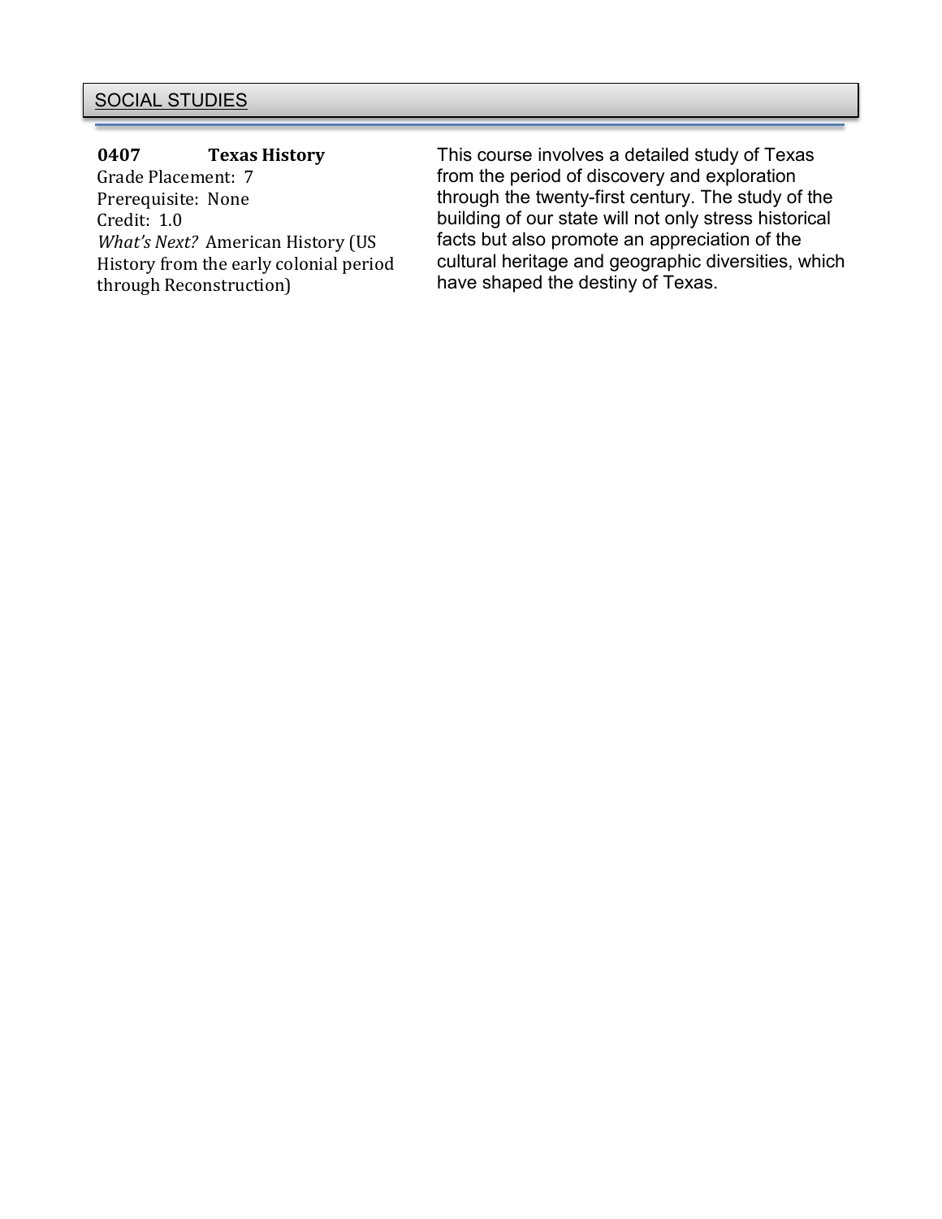## SOCIAL STUDIES

**0407 Texas History**
Grade Placement: 7
Prerequisite: None
Credit: 1.0
*What's Next?* American History (US History from the early colonial period through Reconstruction)

This course involves a detailed study of Texas from the period of discovery and exploration through the twenty-first century. The study of the building of our state will not only stress historical facts but also promote an appreciation of the cultural heritage and geographic diversities, which have shaped the destiny of Texas.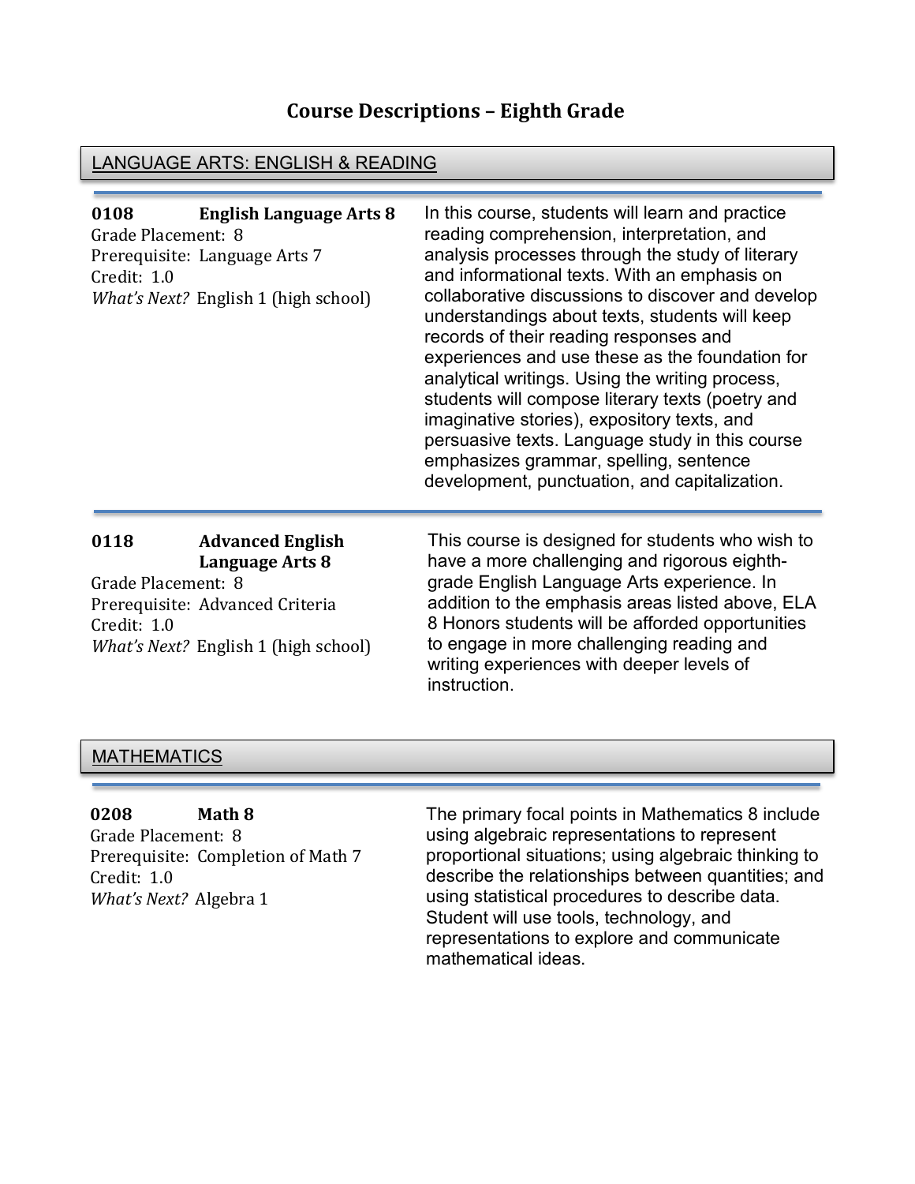# Course Descriptions – Eighth Grade

## LANGUAGE ARTS: ENGLISH & READING

### 0108 English Language Arts 8

Grade Placement: 8
Prerequisite: Language Arts 7
Credit: 1.0
*What's Next?* English 1 (high school)

In this course, students will learn and practice reading comprehension, interpretation, and analysis processes through the study of literary and informational texts. With an emphasis on collaborative discussions to discover and develop understandings about texts, students will keep records of their reading responses and experiences and use these as the foundation for analytical writings. Using the writing process, students will compose literary texts (poetry and imaginative stories), expository texts, and persuasive texts. Language study in this course emphasizes grammar, spelling, sentence development, punctuation, and capitalization.

### 0118 Advanced English Language Arts 8

Grade Placement: 8
Prerequisite: Advanced Criteria
Credit: 1.0
*What's Next?* English 1 (high school)

This course is designed for students who wish to have a more challenging and rigorous eighth-grade English Language Arts experience. In addition to the emphasis areas listed above, ELA 8 Honors students will be afforded opportunities to engage in more challenging reading and writing experiences with deeper levels of instruction.

## MATHEMATICS

### 0208 Math 8

Grade Placement: 8
Prerequisite: Completion of Math 7
Credit: 1.0
*What's Next?* Algebra 1

The primary focal points in Mathematics 8 include using algebraic representations to represent proportional situations; using algebraic thinking to describe the relationships between quantities; and using statistical procedures to describe data. Student will use tools, technology, and representations to explore and communicate mathematical ideas.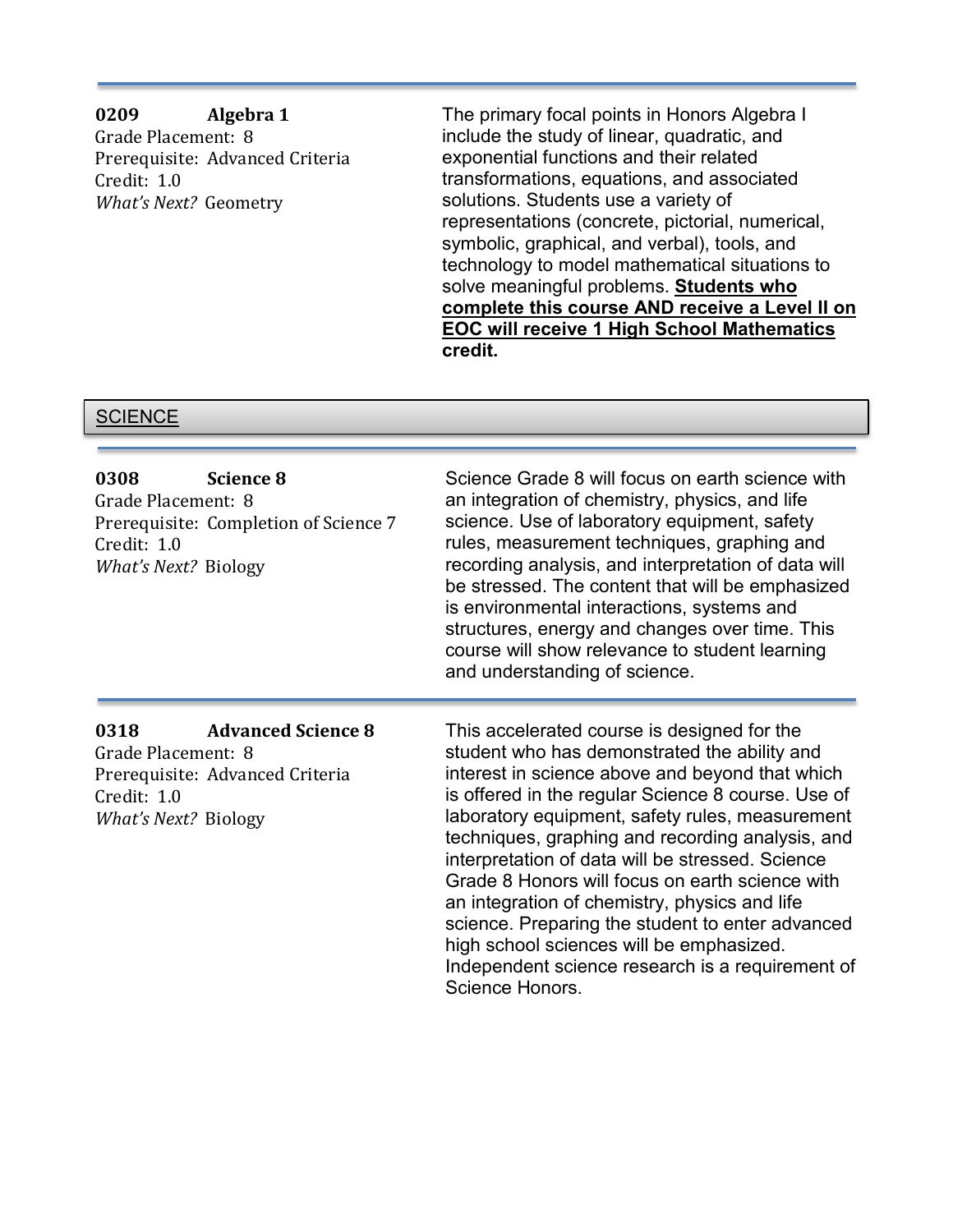**0209 Algebra 1**
Grade Placement: 8
Prerequisite: Advanced Criteria
Credit: 1.0
*What's Next?* Geometry

The primary focal points in Honors Algebra I include the study of linear, quadratic, and exponential functions and their related transformations, equations, and associated solutions. Students use a variety of representations (concrete, pictorial, numerical, symbolic, graphical, and verbal), tools, and technology to model mathematical situations to solve meaningful problems. **Students who complete this course AND receive a Level II on EOC will receive 1 High School Mathematics credit.**

## SCIENCE

**0308 Science 8**
Grade Placement: 8
Prerequisite: Completion of Science 7
Credit: 1.0
*What's Next?* Biology

Science Grade 8 will focus on earth science with an integration of chemistry, physics, and life science. Use of laboratory equipment, safety rules, measurement techniques, graphing and recording analysis, and interpretation of data will be stressed. The content that will be emphasized is environmental interactions, systems and structures, energy and changes over time. This course will show relevance to student learning and understanding of science.

**0318 Advanced Science 8**
Grade Placement: 8
Prerequisite: Advanced Criteria
Credit: 1.0
*What's Next?* Biology

This accelerated course is designed for the student who has demonstrated the ability and interest in science above and beyond that which is offered in the regular Science 8 course. Use of laboratory equipment, safety rules, measurement techniques, graphing and recording analysis, and interpretation of data will be stressed. Science Grade 8 Honors will focus on earth science with an integration of chemistry, physics and life science. Preparing the student to enter advanced high school sciences will be emphasized. Independent science research is a requirement of Science Honors.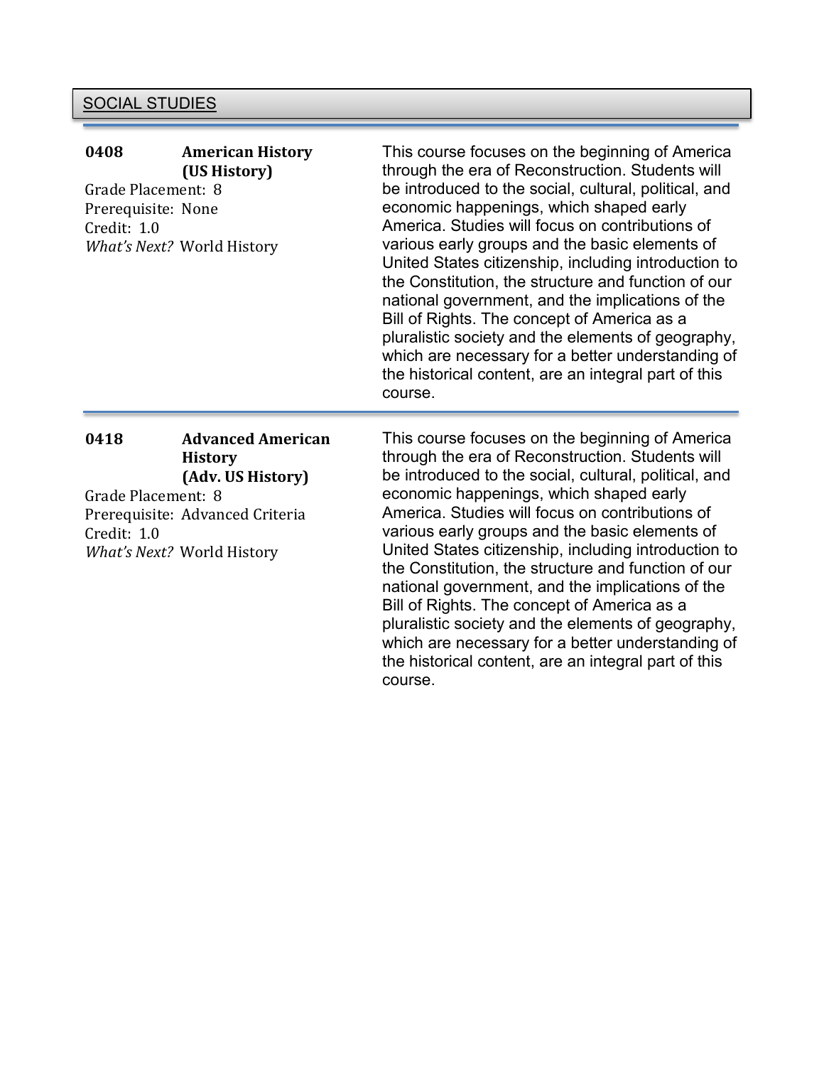## SOCIAL STUDIES

---

**0408 American History (US History)**

Grade Placement: 8
Prerequisite: None
Credit: 1.0
*What's Next?* World History

This course focuses on the beginning of America through the era of Reconstruction. Students will be introduced to the social, cultural, political, and economic happenings, which shaped early America. Studies will focus on contributions of various early groups and the basic elements of United States citizenship, including introduction to the Constitution, the structure and function of our national government, and the implications of the Bill of Rights. The concept of America as a pluralistic society and the elements of geography, which are necessary for a better understanding of the historical content, are an integral part of this course.

---

**0418 Advanced American History (Adv. US History)**

Grade Placement: 8
Prerequisite: Advanced Criteria
Credit: 1.0
*What's Next?* World History

This course focuses on the beginning of America through the era of Reconstruction. Students will be introduced to the social, cultural, political, and economic happenings, which shaped early America. Studies will focus on contributions of various early groups and the basic elements of United States citizenship, including introduction to the Constitution, the structure and function of our national government, and the implications of the Bill of Rights. The concept of America as a pluralistic society and the elements of geography, which are necessary for a better understanding of the historical content, are an integral part of this course.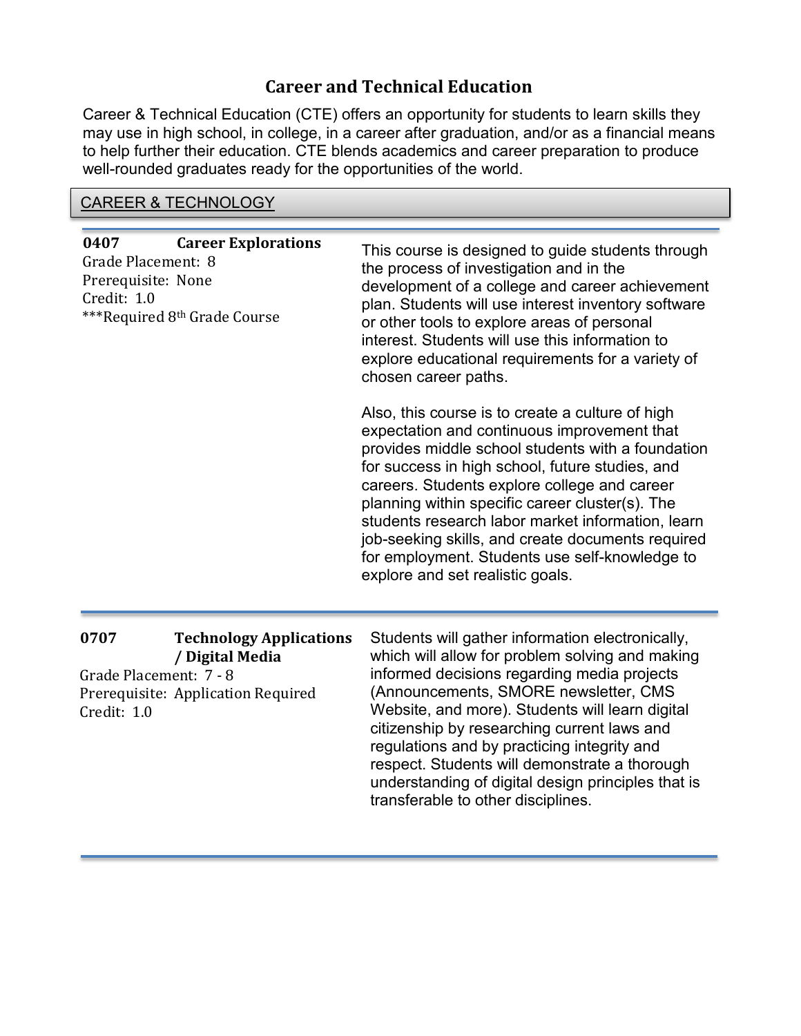# Career and Technical Education

Career & Technical Education (CTE) offers an opportunity for students to learn skills they may use in high school, in college, in a career after graduation, and/or as a financial means to help further their education. CTE blends academics and career preparation to produce well-rounded graduates ready for the opportunities of the world.

## CAREER & TECHNOLOGY

---

**0407 Career Explorations**

Grade Placement: 8
Prerequisite: None
Credit: 1.0
***Required 8th Grade Course

This course is designed to guide students through the process of investigation and in the development of a college and career achievement plan. Students will use interest inventory software or other tools to explore areas of personal interest. Students will use this information to explore educational requirements for a variety of chosen career paths.

Also, this course is to create a culture of high expectation and continuous improvement that provides middle school students with a foundation for success in high school, future studies, and careers. Students explore college and career planning within specific career cluster(s). The students research labor market information, learn job-seeking skills, and create documents required for employment. Students use self-knowledge to explore and set realistic goals.

---

**0707 Technology Applications / Digital Media**

Grade Placement: 7 - 8
Prerequisite: Application Required
Credit: 1.0

Students will gather information electronically, which will allow for problem solving and making informed decisions regarding media projects (Announcements, SMORE newsletter, CMS Website, and more). Students will learn digital citizenship by researching current laws and regulations and by practicing integrity and respect. Students will demonstrate a thorough understanding of digital design principles that is transferable to other disciplines.

---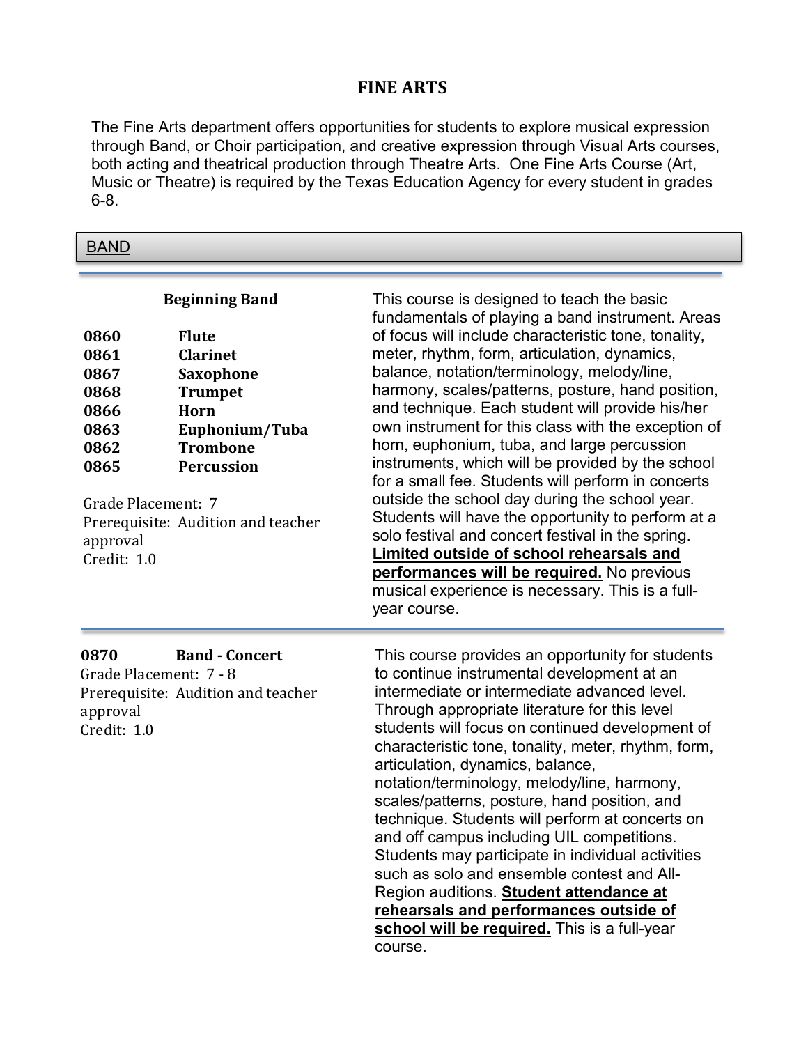# FINE ARTS

The Fine Arts department offers opportunities for students to explore musical expression through Band, or Choir participation, and creative expression through Visual Arts courses, both acting and theatrical production through Theatre Arts. One Fine Arts Course (Art, Music or Theatre) is required by the Texas Education Agency for every student in grades 6-8.

## BAND

### Beginning Band

| | |
|---|---|
| **0860** | **Flute** |
| **0861** | **Clarinet** |
| **0867** | **Saxophone** |
| **0868** | **Trumpet** |
| **0866** | **Horn** |
| **0863** | **Euphonium/Tuba** |
| **0862** | **Trombone** |
| **0865** | **Percussion** |

Grade Placement: 7
Prerequisite: Audition and teacher approval
Credit: 1.0

This course is designed to teach the basic fundamentals of playing a band instrument. Areas of focus will include characteristic tone, tonality, meter, rhythm, form, articulation, dynamics, balance, notation/terminology, melody/line, harmony, scales/patterns, posture, hand position, and technique. Each student will provide his/her own instrument for this class with the exception of horn, euphonium, tuba, and large percussion instruments, which will be provided by the school for a small fee. Students will perform in concerts outside the school day during the school year. Students will have the opportunity to perform at a solo festival and concert festival in the spring. **Limited outside of school rehearsals and performances will be required.** No previous musical experience is necessary. This is a full-year course.

### 0870 Band - Concert

Grade Placement: 7 - 8
Prerequisite: Audition and teacher approval
Credit: 1.0

This course provides an opportunity for students to continue instrumental development at an intermediate or intermediate advanced level. Through appropriate literature for this level students will focus on continued development of characteristic tone, tonality, meter, rhythm, form, articulation, dynamics, balance, notation/terminology, melody/line, harmony, scales/patterns, posture, hand position, and technique. Students will perform at concerts on and off campus including UIL competitions. Students may participate in individual activities such as solo and ensemble contest and All-Region auditions. **Student attendance at rehearsals and performances outside of school will be required.** This is a full-year course.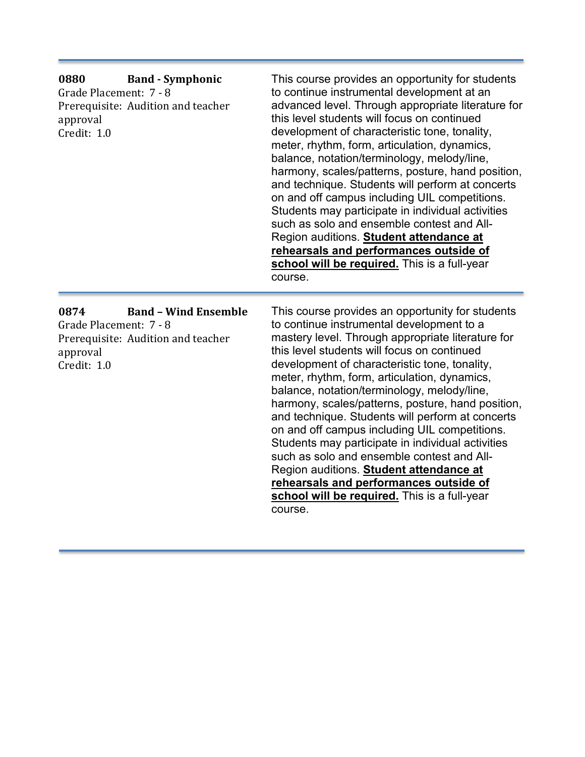**0880 Band - Symphonic**
Grade Placement: 7 - 8
Prerequisite: Audition and teacher approval
Credit: 1.0

This course provides an opportunity for students to continue instrumental development at an advanced level. Through appropriate literature for this level students will focus on continued development of characteristic tone, tonality, meter, rhythm, form, articulation, dynamics, balance, notation/terminology, melody/line, harmony, scales/patterns, posture, hand position, and technique. Students will perform at concerts on and off campus including UIL competitions. Students may participate in individual activities such as solo and ensemble contest and All-Region auditions. **Student attendance at rehearsals and performances outside of school will be required.** This is a full-year course.

---

**0874 Band – Wind Ensemble**
Grade Placement: 7 - 8
Prerequisite: Audition and teacher approval
Credit: 1.0

This course provides an opportunity for students to continue instrumental development to a mastery level. Through appropriate literature for this level students will focus on continued development of characteristic tone, tonality, meter, rhythm, form, articulation, dynamics, balance, notation/terminology, melody/line, harmony, scales/patterns, posture, hand position, and technique. Students will perform at concerts on and off campus including UIL competitions. Students may participate in individual activities such as solo and ensemble contest and All-Region auditions. **Student attendance at rehearsals and performances outside of school will be required.** This is a full-year course.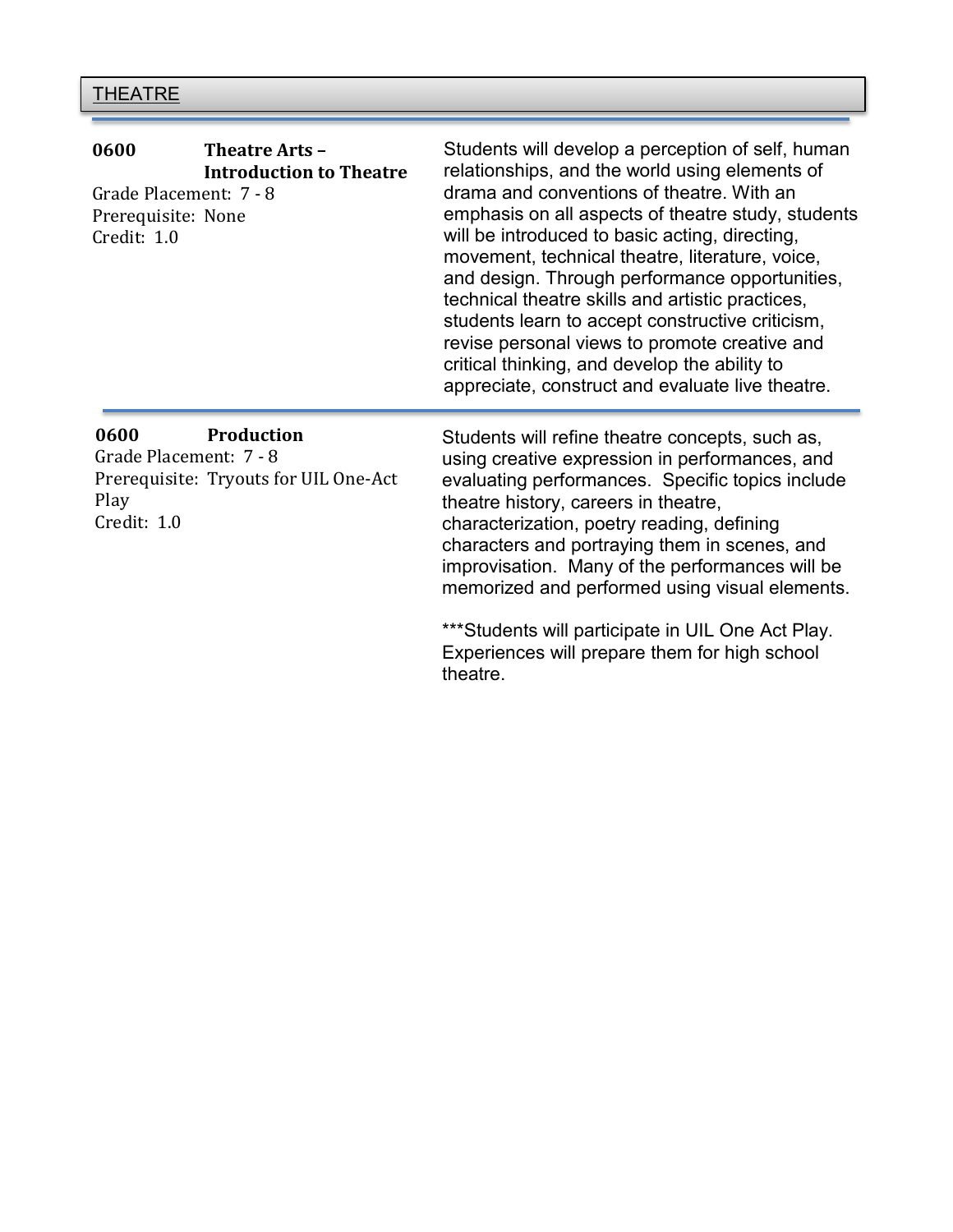## THEATRE

**0600 Theatre Arts – Introduction to Theatre**

Grade Placement: 7 - 8
Prerequisite: None
Credit: 1.0

Students will develop a perception of self, human relationships, and the world using elements of drama and conventions of theatre. With an emphasis on all aspects of theatre study, students will be introduced to basic acting, directing, movement, technical theatre, literature, voice, and design. Through performance opportunities, technical theatre skills and artistic practices, students learn to accept constructive criticism, revise personal views to promote creative and critical thinking, and develop the ability to appreciate, construct and evaluate live theatre.

---

**0600 Production**

Grade Placement: 7 - 8
Prerequisite: Tryouts for UIL One-Act Play
Credit: 1.0

Students will refine theatre concepts, such as, using creative expression in performances, and evaluating performances. Specific topics include theatre history, careers in theatre, characterization, poetry reading, defining characters and portraying them in scenes, and improvisation. Many of the performances will be memorized and performed using visual elements.

***Students will participate in UIL One Act Play. Experiences will prepare them for high school theatre.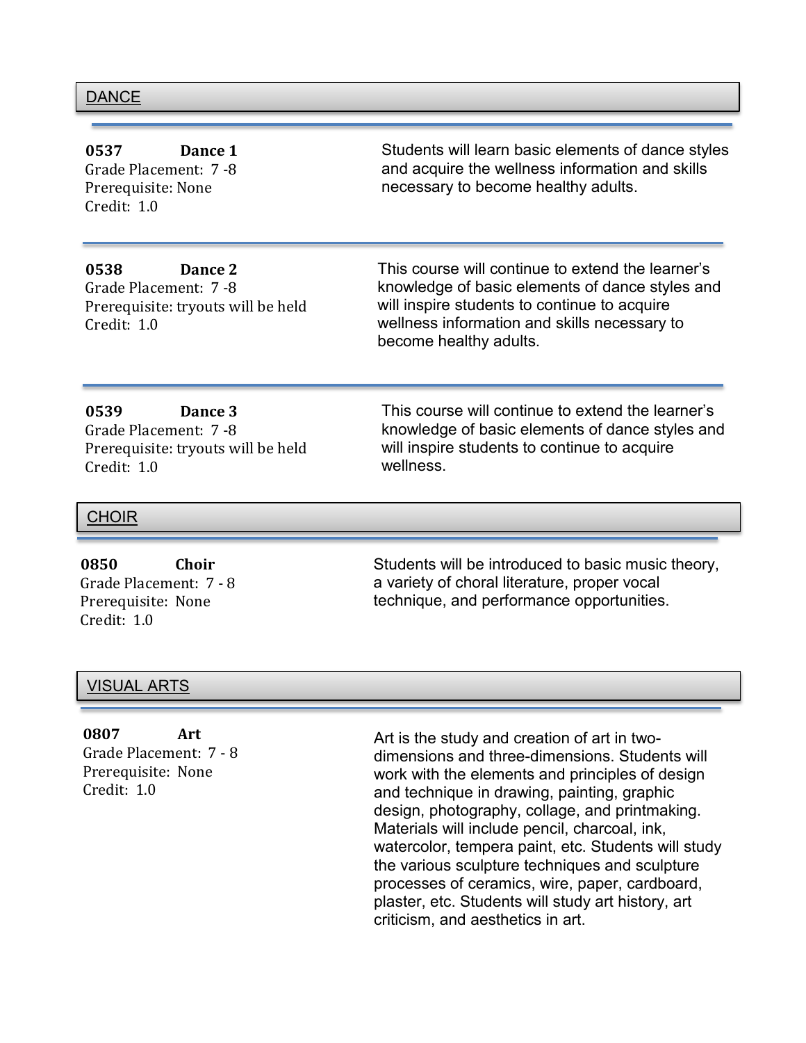## DANCE

**0537 Dance 1**
Grade Placement: 7 -8
Prerequisite: None
Credit: 1.0

Students will learn basic elements of dance styles and acquire the wellness information and skills necessary to become healthy adults.

**0538 Dance 2**
Grade Placement: 7 -8
Prerequisite: tryouts will be held
Credit: 1.0

This course will continue to extend the learner's knowledge of basic elements of dance styles and will inspire students to continue to acquire wellness information and skills necessary to become healthy adults.

**0539 Dance 3**
Grade Placement: 7 -8
Prerequisite: tryouts will be held
Credit: 1.0

This course will continue to extend the learner's knowledge of basic elements of dance styles and will inspire students to continue to acquire wellness.

## CHOIR

**0850 Choir**
Grade Placement: 7 - 8
Prerequisite: None
Credit: 1.0

Students will be introduced to basic music theory, a variety of choral literature, proper vocal technique, and performance opportunities.

## VISUAL ARTS

**0807 Art**
Grade Placement: 7 - 8
Prerequisite: None
Credit: 1.0

Art is the study and creation of art in two-dimensions and three-dimensions. Students will work with the elements and principles of design and technique in drawing, painting, graphic design, photography, collage, and printmaking. Materials will include pencil, charcoal, ink, watercolor, tempera paint, etc. Students will study the various sculpture techniques and sculpture processes of ceramics, wire, paper, cardboard, plaster, etc. Students will study art history, art criticism, and aesthetics in art.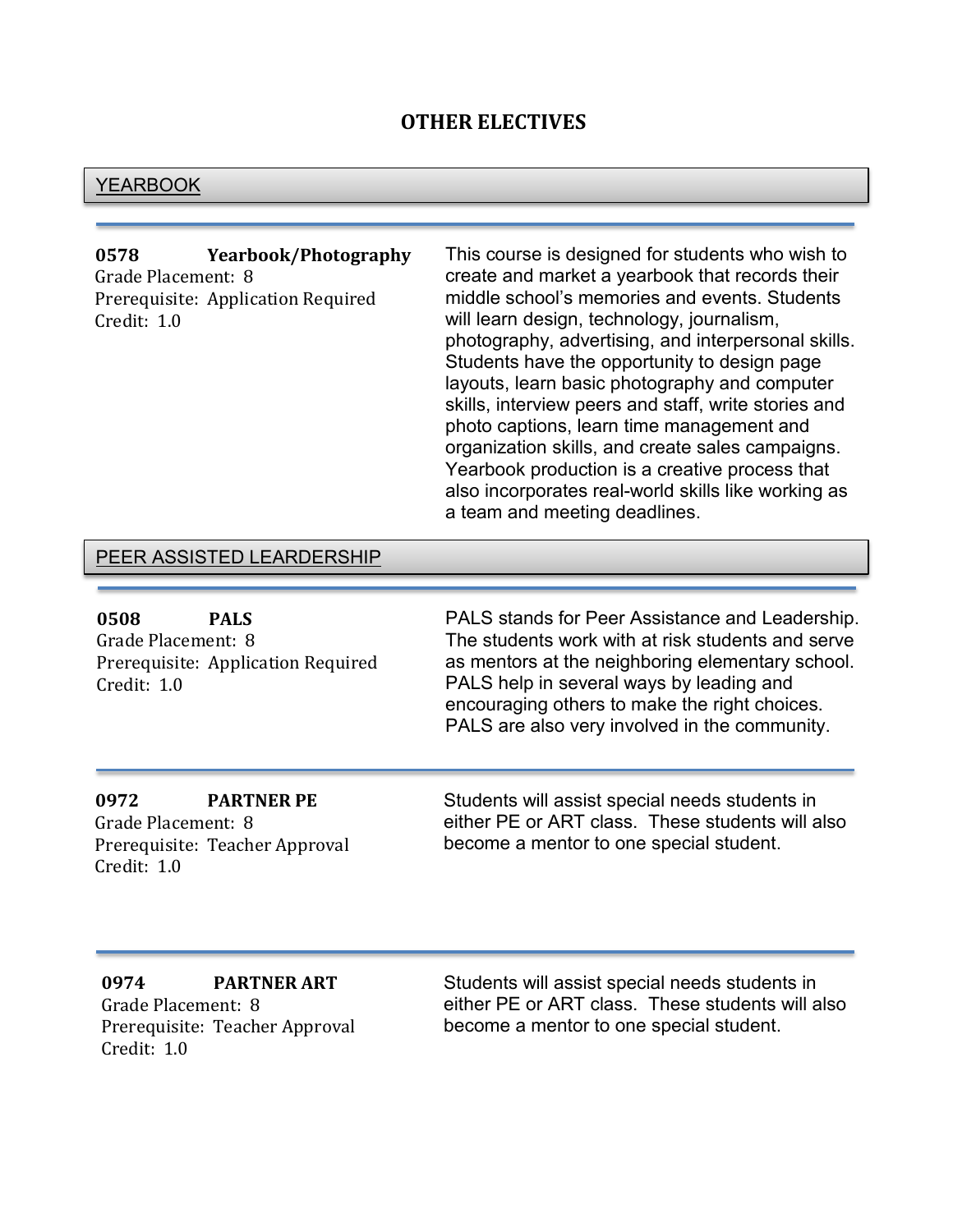# OTHER ELECTIVES

## YEARBOOK

**0578 Yearbook/Photography**
Grade Placement: 8
Prerequisite: Application Required
Credit: 1.0

This course is designed for students who wish to create and market a yearbook that records their middle school's memories and events. Students will learn design, technology, journalism, photography, advertising, and interpersonal skills. Students have the opportunity to design page layouts, learn basic photography and computer skills, interview peers and staff, write stories and photo captions, learn time management and organization skills, and create sales campaigns. Yearbook production is a creative process that also incorporates real-world skills like working as a team and meeting deadlines.

## PEER ASSISTED LEARDERSHIP

**0508 PALS**
Grade Placement: 8
Prerequisite: Application Required
Credit: 1.0

PALS stands for Peer Assistance and Leadership. The students work with at risk students and serve as mentors at the neighboring elementary school. PALS help in several ways by leading and encouraging others to make the right choices. PALS are also very involved in the community.

**0972 PARTNER PE**
Grade Placement: 8
Prerequisite: Teacher Approval
Credit: 1.0

Students will assist special needs students in either PE or ART class. These students will also become a mentor to one special student.

**0974 PARTNER ART**
Grade Placement: 8
Prerequisite: Teacher Approval
Credit: 1.0

Students will assist special needs students in either PE or ART class. These students will also become a mentor to one special student.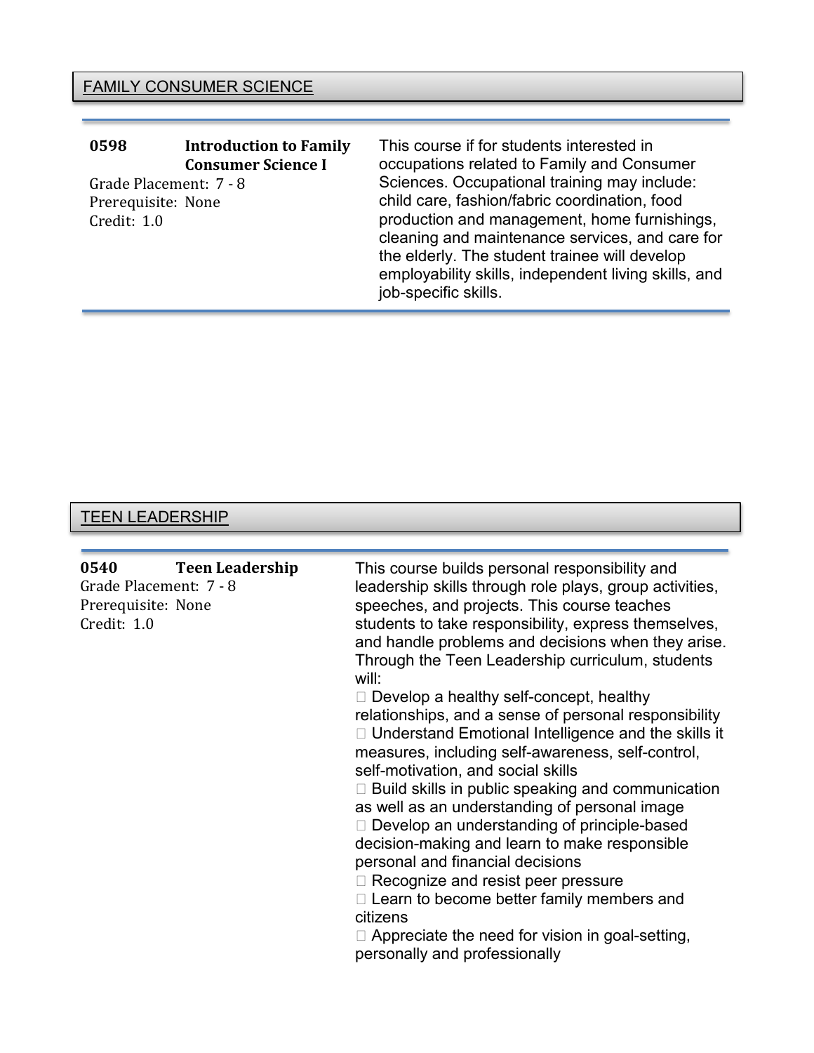## FAMILY CONSUMER SCIENCE

**0598** **Introduction to Family Consumer Science I**

Grade Placement: 7 - 8
Prerequisite: None
Credit: 1.0

This course if for students interested in occupations related to Family and Consumer Sciences. Occupational training may include: child care, fashion/fabric coordination, food production and management, home furnishings, cleaning and maintenance services, and care for the elderly. The student trainee will develop employability skills, independent living skills, and job-specific skills.

## TEEN LEADERSHIP

**0540** **Teen Leadership**

Grade Placement: 7 - 8
Prerequisite: None
Credit: 1.0

This course builds personal responsibility and leadership skills through role plays, group activities, speeches, and projects. This course teaches students to take responsibility, express themselves, and handle problems and decisions when they arise. Through the Teen Leadership curriculum, students will:

- Develop a healthy self-concept, healthy relationships, and a sense of personal responsibility
- Understand Emotional Intelligence and the skills it measures, including self-awareness, self-control, self-motivation, and social skills
- Build skills in public speaking and communication as well as an understanding of personal image
- Develop an understanding of principle-based decision-making and learn to make responsible personal and financial decisions
- Recognize and resist peer pressure
- Learn to become better family members and citizens
- Appreciate the need for vision in goal-setting, personally and professionally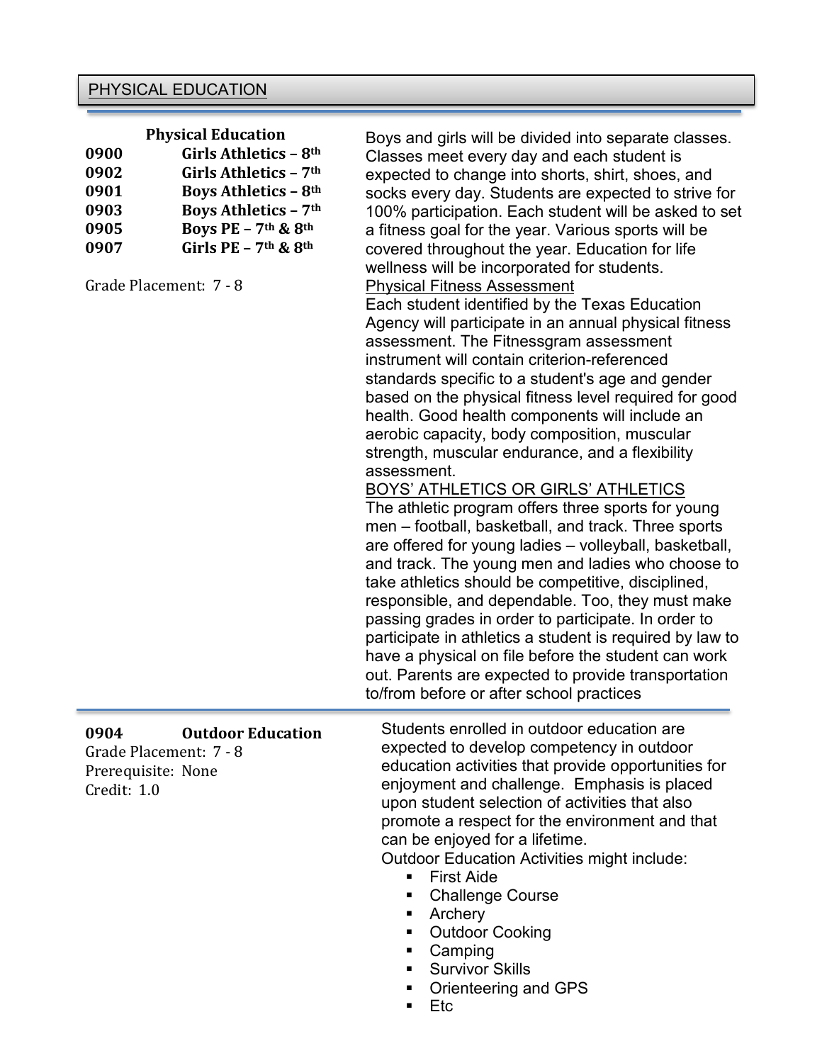# PHYSICAL EDUCATION

### Physical Education

**0900 Girls Athletics – 8th**
**0902 Girls Athletics – 7th**
**0901 Boys Athletics – 8th**
**0903 Boys Athletics – 7th**
**0905 Boys PE – 7th & 8th**
**0907 Girls PE – 7th & 8th**

Grade Placement: 7 - 8

Boys and girls will be divided into separate classes. Classes meet every day and each student is expected to change into shorts, shirt, shoes, and socks every day. Students are expected to strive for 100% participation. Each student will be asked to set a fitness goal for the year. Various sports will be covered throughout the year. Education for life wellness will be incorporated for students.

Physical Fitness Assessment

Each student identified by the Texas Education Agency will participate in an annual physical fitness assessment. The Fitnessgram assessment instrument will contain criterion-referenced standards specific to a student's age and gender based on the physical fitness level required for good health. Good health components will include an aerobic capacity, body composition, muscular strength, muscular endurance, and a flexibility assessment.

BOYS' ATHLETICS OR GIRLS' ATHLETICS

The athletic program offers three sports for young men – football, basketball, and track. Three sports are offered for young ladies – volleyball, basketball, and track. The young men and ladies who choose to take athletics should be competitive, disciplined, responsible, and dependable. Too, they must make passing grades in order to participate. In order to participate in athletics a student is required by law to have a physical on file before the student can work out. Parents are expected to provide transportation to/from before or after school practices

---

### 0904 Outdoor Education

Grade Placement: 7 - 8
Prerequisite: None
Credit: 1.0

Students enrolled in outdoor education are expected to develop competency in outdoor education activities that provide opportunities for enjoyment and challenge. Emphasis is placed upon student selection of activities that also promote a respect for the environment and that can be enjoyed for a lifetime.

Outdoor Education Activities might include:

- First Aide
- Challenge Course
- Archery
- Outdoor Cooking
- Camping
- Survivor Skills
- Orienteering and GPS
- Etc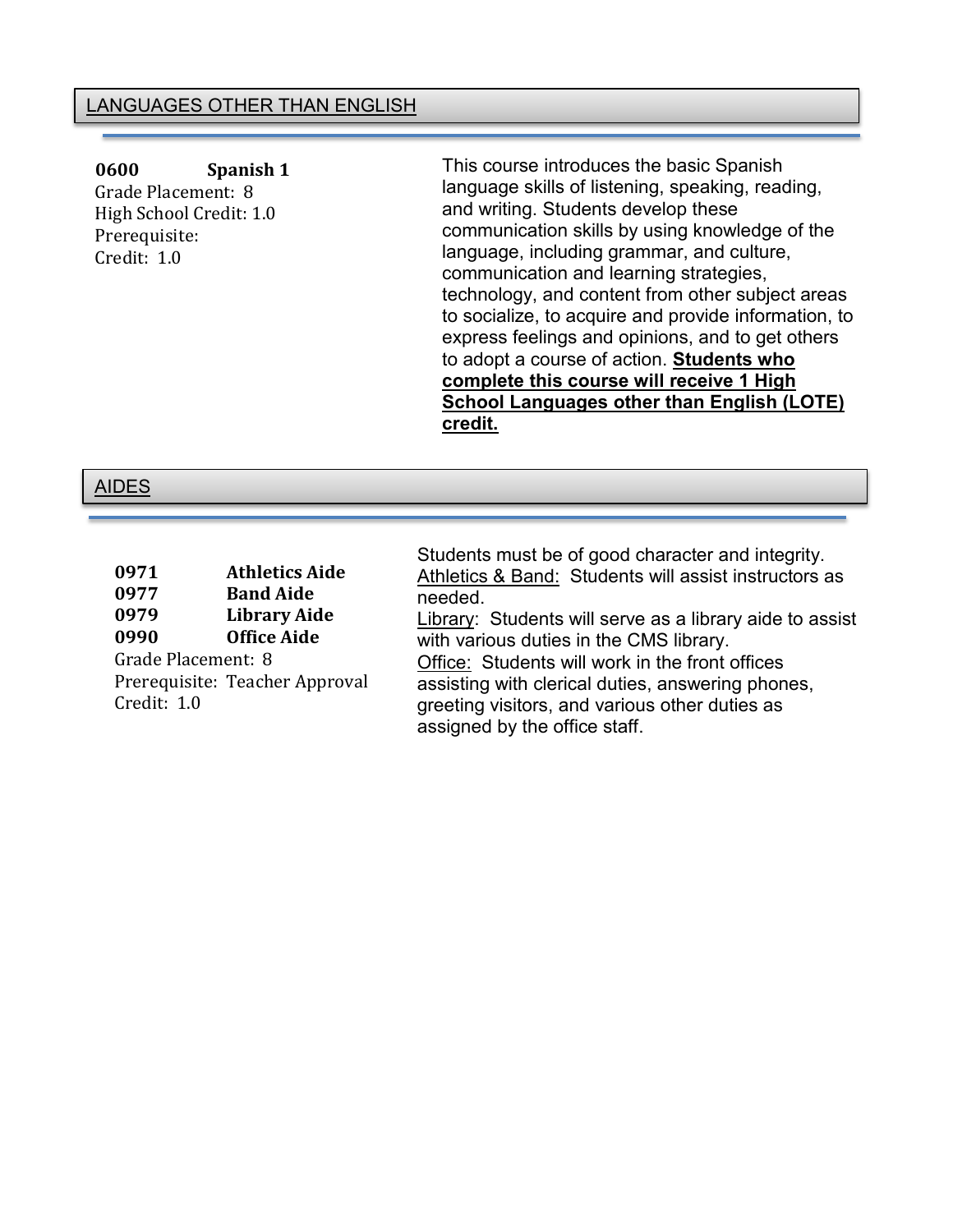## LANGUAGES OTHER THAN ENGLISH

**0600 Spanish 1**
Grade Placement: 8
High School Credit: 1.0
Prerequisite:
Credit: 1.0

This course introduces the basic Spanish language skills of listening, speaking, reading, and writing. Students develop these communication skills by using knowledge of the language, including grammar, and culture, communication and learning strategies, technology, and content from other subject areas to socialize, to acquire and provide information, to express feelings and opinions, and to get others to adopt a course of action. **Students who complete this course will receive 1 High School Languages other than English (LOTE) credit.**

## AIDES

**0971 Athletics Aide**
**0977 Band Aide**
**0979 Library Aide**
**0990 Office Aide**
Grade Placement: 8
Prerequisite: Teacher Approval
Credit: 1.0

Students must be of good character and integrity.
Athletics & Band: Students will assist instructors as needed.
Library: Students will serve as a library aide to assist with various duties in the CMS library.
Office: Students will work in the front offices assisting with clerical duties, answering phones, greeting visitors, and various other duties as assigned by the office staff.